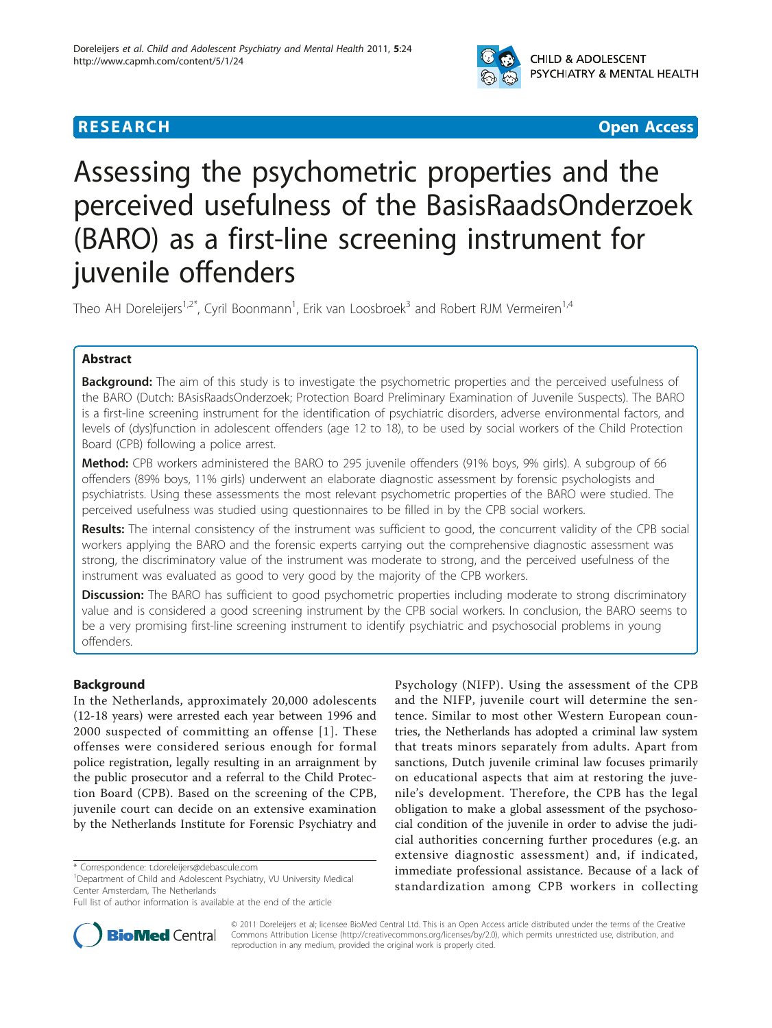**RESEARCH** **Open Access**

# Assessing the psychometric properties and the perceived usefulness of the BasisRaadsOnderzoek (BARO) as a first-line screening instrument for juvenile offenders

Theo AH Doreleijers[1,2*], Cyril Boonmann[1], Erik van Loosbroek[3] and Robert RJM Vermeiren[1,4]

## Abstract

**Background:** The aim of this study is to investigate the psychometric properties and the perceived usefulness of the BARO (Dutch: BAsisRaadsOnderzoek; Protection Board Preliminary Examination of Juvenile Suspects). The BARO is a first-line screening instrument for the identification of psychiatric disorders, adverse environmental factors, and levels of (dys)function in adolescent offenders (age 12 to 18), to be used by social workers of the Child Protection Board (CPB) following a police arrest.

**Method:** CPB workers administered the BARO to 295 juvenile offenders (91% boys, 9% girls). A subgroup of 66 offenders (89% boys, 11% girls) underwent an elaborate diagnostic assessment by forensic psychologists and psychiatrists. Using these assessments the most relevant psychometric properties of the BARO were studied. The perceived usefulness was studied using questionnaires to be filled in by the CPB social workers.

**Results:** The internal consistency of the instrument was sufficient to good, the concurrent validity of the CPB social workers applying the BARO and the forensic experts carrying out the comprehensive diagnostic assessment was strong, the discriminatory value of the instrument was moderate to strong, and the perceived usefulness of the instrument was evaluated as good to very good by the majority of the CPB workers.

**Discussion:** The BARO has sufficient to good psychometric properties including moderate to strong discriminatory value and is considered a good screening instrument by the CPB social workers. In conclusion, the BARO seems to be a very promising first-line screening instrument to identify psychiatric and psychosocial problems in young offenders.

## Background

In the Netherlands, approximately 20,000 adolescents (12-18 years) were arrested each year between 1996 and 2000 suspected of committing an offense [1]. These offenses were considered serious enough for formal police registration, legally resulting in an arraignment by the public prosecutor and a referral to the Child Protection Board (CPB). Based on the screening of the CPB, juvenile court can decide on an extensive examination by the Netherlands Institute for Forensic Psychiatry and Psychology (NIFP). Using the assessment of the CPB and the NIFP, juvenile court will determine the sentence. Similar to most other Western European countries, the Netherlands has adopted a criminal law system that treats minors separately from adults. Apart from sanctions, Dutch juvenile criminal law focuses primarily on educational aspects that aim at restoring the juvenile's development. Therefore, the CPB has the legal obligation to make a global assessment of the psychosocial condition of the juvenile in order to advise the judicial authorities concerning further procedures (e.g. an extensive diagnostic assessment) and, if indicated, immediate professional assistance. Because of a lack of standardization among CPB workers in collecting

\* Correspondence: t.doreleijers@debascule.com

[1]Department of Child and Adolescent Psychiatry, VU University Medical Center Amsterdam, The Netherlands

Full list of author information is available at the end of the article

© 2011 Doreleijers et al; licensee BioMed Central Ltd. This is an Open Access article distributed under the terms of the Creative Commons Attribution License (http://creativecommons.org/licenses/by/2.0), which permits unrestricted use, distribution, and reproduction in any medium, provided the original work is properly cited.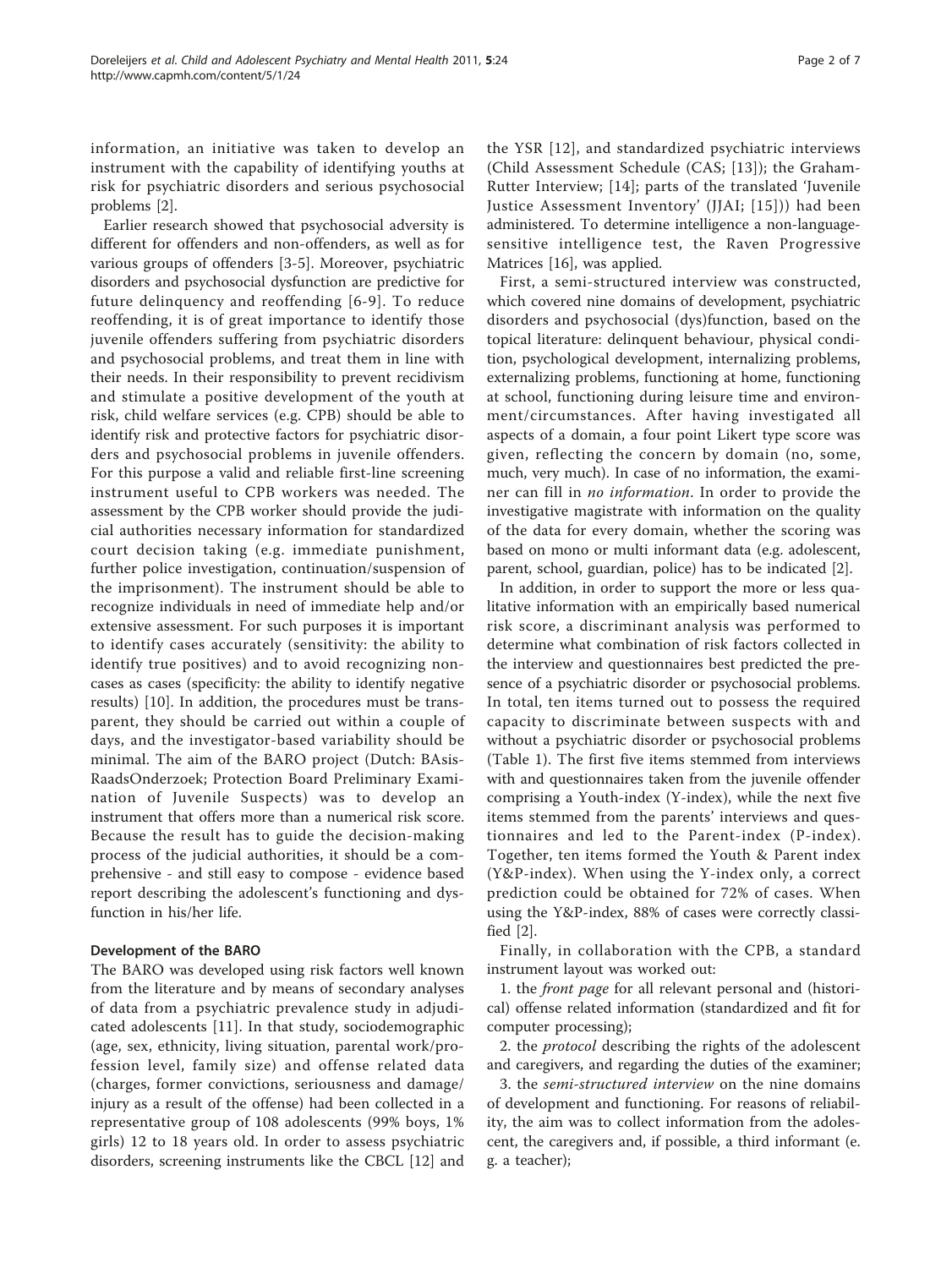information, an initiative was taken to develop an instrument with the capability of identifying youths at risk for psychiatric disorders and serious psychosocial problems [2].

Earlier research showed that psychosocial adversity is different for offenders and non-offenders, as well as for various groups of offenders [3-5]. Moreover, psychiatric disorders and psychosocial dysfunction are predictive for future delinquency and reoffending [6-9]. To reduce reoffending, it is of great importance to identify those juvenile offenders suffering from psychiatric disorders and psychosocial problems, and treat them in line with their needs. In their responsibility to prevent recidivism and stimulate a positive development of the youth at risk, child welfare services (e.g. CPB) should be able to identify risk and protective factors for psychiatric disorders and psychosocial problems in juvenile offenders. For this purpose a valid and reliable first-line screening instrument useful to CPB workers was needed. The assessment by the CPB worker should provide the judicial authorities necessary information for standardized court decision taking (e.g. immediate punishment, further police investigation, continuation/suspension of the imprisonment). The instrument should be able to recognize individuals in need of immediate help and/or extensive assessment. For such purposes it is important to identify cases accurately (sensitivity: the ability to identify true positives) and to avoid recognizing non-cases as cases (specificity: the ability to identify negative results) [10]. In addition, the procedures must be transparent, they should be carried out within a couple of days, and the investigator-based variability should be minimal. The aim of the BARO project (Dutch: BAsis-RaadsOnderzoek; Protection Board Preliminary Examination of Juvenile Suspects) was to develop an instrument that offers more than a numerical risk score. Because the result has to guide the decision-making process of the judicial authorities, it should be a comprehensive - and still easy to compose - evidence based report describing the adolescent's functioning and dysfunction in his/her life.

### Development of the BARO

The BARO was developed using risk factors well known from the literature and by means of secondary analyses of data from a psychiatric prevalence study in adjudicated adolescents [11]. In that study, sociodemographic (age, sex, ethnicity, living situation, parental work/profession level, family size) and offense related data (charges, former convictions, seriousness and damage/injury as a result of the offense) had been collected in a representative group of 108 adolescents (99% boys, 1% girls) 12 to 18 years old. In order to assess psychiatric disorders, screening instruments like the CBCL [12] and the YSR [12], and standardized psychiatric interviews (Child Assessment Schedule (CAS; [13]); the Graham-Rutter Interview; [14]; parts of the translated 'Juvenile Justice Assessment Inventory' (JJAI; [15])) had been administered. To determine intelligence a non-language-sensitive intelligence test, the Raven Progressive Matrices [16], was applied.

First, a semi-structured interview was constructed, which covered nine domains of development, psychiatric disorders and psychosocial (dys)function, based on the topical literature: delinquent behaviour, physical condition, psychological development, internalizing problems, externalizing problems, functioning at home, functioning at school, functioning during leisure time and environment/circumstances. After having investigated all aspects of a domain, a four point Likert type score was given, reflecting the concern by domain (no, some, much, very much). In case of no information, the examiner can fill in *no information*. In order to provide the investigative magistrate with information on the quality of the data for every domain, whether the scoring was based on mono or multi informant data (e.g. adolescent, parent, school, guardian, police) has to be indicated [2].

In addition, in order to support the more or less qualitative information with an empirically based numerical risk score, a discriminant analysis was performed to determine what combination of risk factors collected in the interview and questionnaires best predicted the presence of a psychiatric disorder or psychosocial problems. In total, ten items turned out to possess the required capacity to discriminate between suspects with and without a psychiatric disorder or psychosocial problems (Table 1). The first five items stemmed from interviews with and questionnaires taken from the juvenile offender comprising a Youth-index (Y-index), while the next five items stemmed from the parents' interviews and questionnaires and led to the Parent-index (P-index). Together, ten items formed the Youth & Parent index (Y&P-index). When using the Y-index only, a correct prediction could be obtained for 72% of cases. When using the Y&P-index, 88% of cases were correctly classified [2].

Finally, in collaboration with the CPB, a standard instrument layout was worked out:

1. the *front page* for all relevant personal and (historical) offense related information (standardized and fit for computer processing);

2. the *protocol* describing the rights of the adolescent and caregivers, and regarding the duties of the examiner;

3. the *semi-structured interview* on the nine domains of development and functioning. For reasons of reliability, the aim was to collect information from the adolescent, the caregivers and, if possible, a third informant (e.g. a teacher);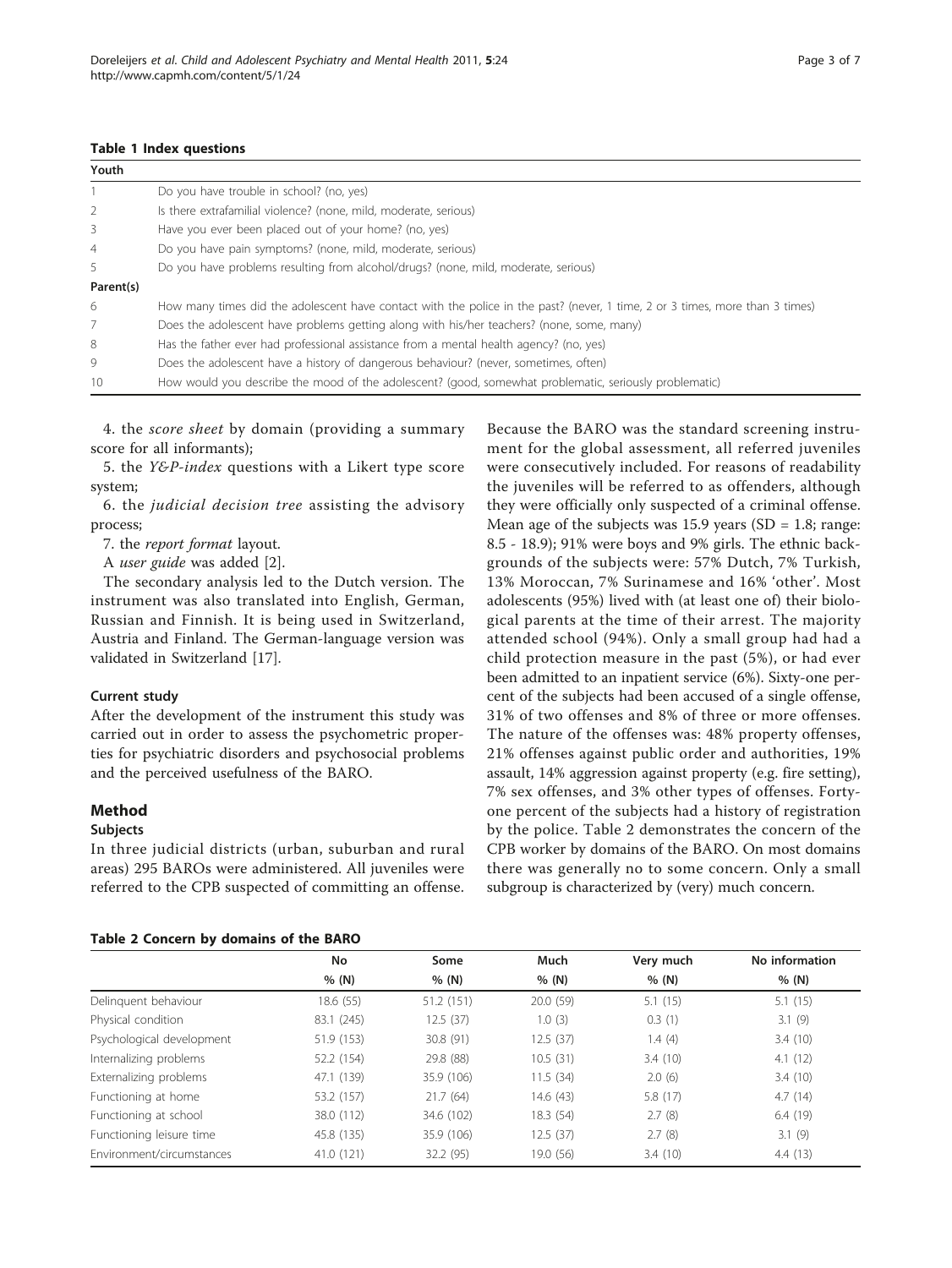**Table 1 Index questions**

| Youth | |
|---|---|
| 1 | Do you have trouble in school? (no, yes) |
| 2 | Is there extrafamilial violence? (none, mild, moderate, serious) |
| 3 | Have you ever been placed out of your home? (no, yes) |
| 4 | Do you have pain symptoms? (none, mild, moderate, serious) |
| 5 | Do you have problems resulting from alcohol/drugs? (none, mild, moderate, serious) |
| **Parent(s)** | |
| 6 | How many times did the adolescent have contact with the police in the past? (never, 1 time, 2 or 3 times, more than 3 times) |
| 7 | Does the adolescent have problems getting along with his/her teachers? (none, some, many) |
| 8 | Has the father ever had professional assistance from a mental health agency? (no, yes) |
| 9 | Does the adolescent have a history of dangerous behaviour? (never, sometimes, often) |
| 10 | How would you describe the mood of the adolescent? (good, somewhat problematic, seriously problematic) |

4. the *score sheet* by domain (providing a summary score for all informants);

5. the *Y&P-index* questions with a Likert type score system;

6. the *judicial decision tree* assisting the advisory process;

7. the *report format* layout.

A *user guide* was added [2].

The secondary analysis led to the Dutch version. The instrument was also translated into English, German, Russian and Finnish. It is being used in Switzerland, Austria and Finland. The German-language version was validated in Switzerland [17].

### Current study

After the development of the instrument this study was carried out in order to assess the psychometric properties for psychiatric disorders and psychosocial problems and the perceived usefulness of the BARO.

## Method

### Subjects

In three judicial districts (urban, suburban and rural areas) 295 BAROs were administered. All juveniles were referred to the CPB suspected of committing an offense. Because the BARO was the standard screening instrument for the global assessment, all referred juveniles were consecutively included. For reasons of readability the juveniles will be referred to as offenders, although they were officially only suspected of a criminal offense. Mean age of the subjects was 15.9 years (SD = 1.8; range: 8.5 - 18.9); 91% were boys and 9% girls. The ethnic backgrounds of the subjects were: 57% Dutch, 7% Turkish, 13% Moroccan, 7% Surinamese and 16% 'other'. Most adolescents (95%) lived with (at least one of) their biological parents at the time of their arrest. The majority attended school (94%). Only a small group had had a child protection measure in the past (5%), or had ever been admitted to an inpatient service (6%). Sixty-one percent of the subjects had been accused of a single offense, 31% of two offenses and 8% of three or more offenses. The nature of the offenses was: 48% property offenses, 21% offenses against public order and authorities, 19% assault, 14% aggression against property (e.g. fire setting), 7% sex offenses, and 3% other types of offenses. Forty-one percent of the subjects had a history of registration by the police. Table 2 demonstrates the concern of the CPB worker by domains of the BARO. On most domains there was generally no to some concern. Only a small subgroup is characterized by (very) much concern.

**Table 2 Concern by domains of the BARO**

| | No | Some | Much | Very much | No information |
|---|---|---|---|---|---|
| | % (N) | % (N) | % (N) | % (N) | % (N) |
| Delinquent behaviour | 18.6 (55) | 51.2 (151) | 20.0 (59) | 5.1 (15) | 5.1 (15) |
| Physical condition | 83.1 (245) | 12.5 (37) | 1.0 (3) | 0.3 (1) | 3.1 (9) |
| Psychological development | 51.9 (153) | 30.8 (91) | 12.5 (37) | 1.4 (4) | 3.4 (10) |
| Internalizing problems | 52.2 (154) | 29.8 (88) | 10.5 (31) | 3.4 (10) | 4.1 (12) |
| Externalizing problems | 47.1 (139) | 35.9 (106) | 11.5 (34) | 2.0 (6) | 3.4 (10) |
| Functioning at home | 53.2 (157) | 21.7 (64) | 14.6 (43) | 5.8 (17) | 4.7 (14) |
| Functioning at school | 38.0 (112) | 34.6 (102) | 18.3 (54) | 2.7 (8) | 6.4 (19) |
| Functioning leisure time | 45.8 (135) | 35.9 (106) | 12.5 (37) | 2.7 (8) | 3.1 (9) |
| Environment/circumstances | 41.0 (121) | 32.2 (95) | 19.0 (56) | 3.4 (10) | 4.4 (13) |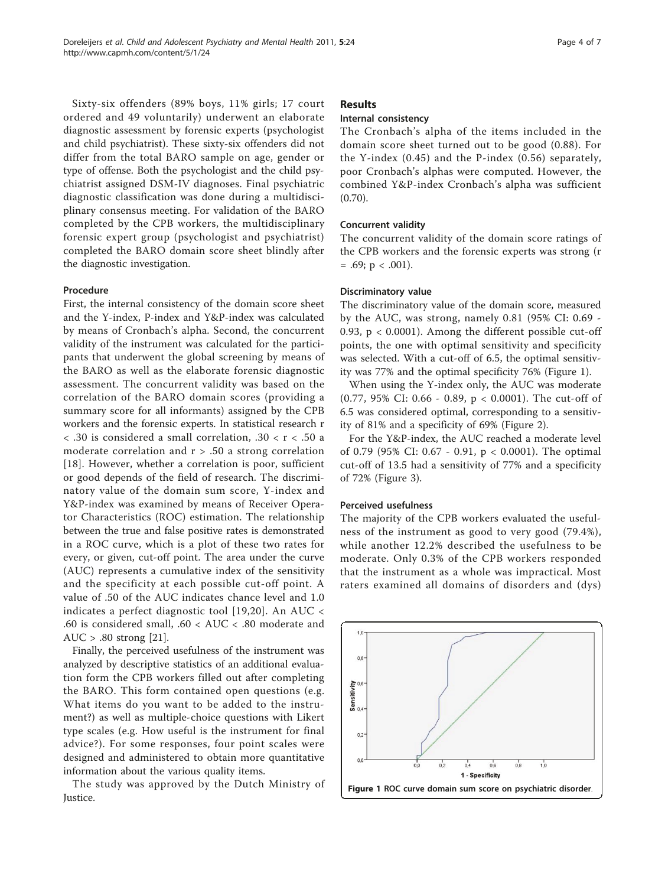Sixty-six offenders (89% boys, 11% girls; 17 court ordered and 49 voluntarily) underwent an elaborate diagnostic assessment by forensic experts (psychologist and child psychiatrist). These sixty-six offenders did not differ from the total BARO sample on age, gender or type of offense. Both the psychologist and the child psychiatrist assigned DSM-IV diagnoses. Final psychiatric diagnostic classification was done during a multidisciplinary consensus meeting. For validation of the BARO completed by the CPB workers, the multidisciplinary forensic expert group (psychologist and psychiatrist) completed the BARO domain score sheet blindly after the diagnostic investigation.

### Procedure

First, the internal consistency of the domain score sheet and the Y-index, P-index and Y&P-index was calculated by means of Cronbach's alpha. Second, the concurrent validity of the instrument was calculated for the participants that underwent the global screening by means of the BARO as well as the elaborate forensic diagnostic assessment. The concurrent validity was based on the correlation of the BARO domain scores (providing a summary score for all informants) assigned by the CPB workers and the forensic experts. In statistical research $r < .30$ is considered a small correlation, $.30 < r < .50$ a moderate correlation and $r > .50$ a strong correlation [18]. However, whether a correlation is poor, sufficient or good depends of the field of research. The discriminatory value of the domain sum score, Y-index and Y&P-index was examined by means of Receiver Operator Characteristics (ROC) estimation. The relationship between the true and false positive rates is demonstrated in a ROC curve, which is a plot of these two rates for every, or given, cut-off point. The area under the curve (AUC) represents a cumulative index of the sensitivity and the specificity at each possible cut-off point. A value of .50 of the AUC indicates chance level and 1.0 indicates a perfect diagnostic tool [19,20]. An AUC < .60 is considered small, .60 < AUC < .80 moderate and AUC > .80 strong [21].

Finally, the perceived usefulness of the instrument was analyzed by descriptive statistics of an additional evaluation form the CPB workers filled out after completing the BARO. This form contained open questions (e.g. What items do you want to be added to the instrument?) as well as multiple-choice questions with Likert type scales (e.g. How useful is the instrument for final advice?). For some responses, four point scales were designed and administered to obtain more quantitative information about the various quality items.

The study was approved by the Dutch Ministry of Justice.

## Results

### Internal consistency

The Cronbach's alpha of the items included in the domain score sheet turned out to be good (0.88). For the Y-index (0.45) and the P-index (0.56) separately, poor Cronbach's alphas were computed. However, the combined Y&P-index Cronbach's alpha was sufficient (0.70).

### Concurrent validity

The concurrent validity of the domain score ratings of the CPB workers and the forensic experts was strong ($r = .69$; $p < .001$).

### Discriminatory value

The discriminatory value of the domain score, measured by the AUC, was strong, namely 0.81 (95% CI: 0.69 - 0.93, $p < 0.0001$). Among the different possible cut-off points, the one with optimal sensitivity and specificity was selected. With a cut-off of 6.5, the optimal sensitivity was 77% and the optimal specificity 76% (Figure 1).

When using the Y-index only, the AUC was moderate (0.77, 95% CI: 0.66 - 0.89, $p < 0.0001$). The cut-off of 6.5 was considered optimal, corresponding to a sensitivity of 81% and a specificity of 69% (Figure 2).

For the Y&P-index, the AUC reached a moderate level of 0.79 (95% CI: 0.67 - 0.91, $p < 0.0001$). The optimal cut-off of 13.5 had a sensitivity of 77% and a specificity of 72% (Figure 3).

### Perceived usefulness

The majority of the CPB workers evaluated the usefulness of the instrument as good to very good (79.4%), while another 12.2% described the usefulness to be moderate. Only 0.3% of the CPB workers responded that the instrument as a whole was impractical. Most raters examined all domains of disorders and (dys)

**Figure 1** ROC curve domain sum score on psychiatric disorder.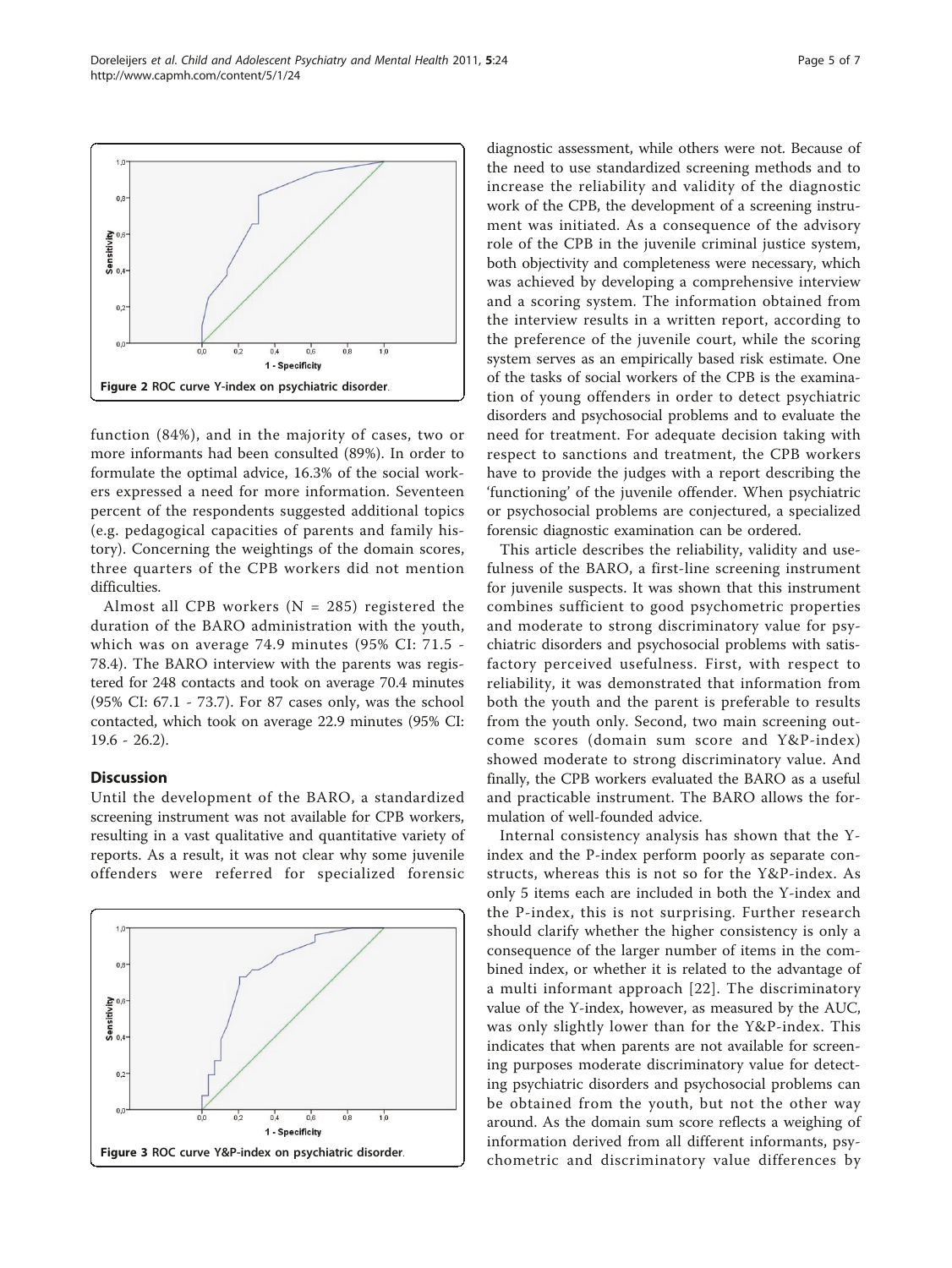Figure 2 ROC curve Y-index on psychiatric disorder.

function (84%), and in the majority of cases, two or more informants had been consulted (89%). In order to formulate the optimal advice, 16.3% of the social workers expressed a need for more information. Seventeen percent of the respondents suggested additional topics (e.g. pedagogical capacities of parents and family history). Concerning the weightings of the domain scores, three quarters of the CPB workers did not mention difficulties.

Almost all CPB workers (N = 285) registered the duration of the BARO administration with the youth, which was on average 74.9 minutes (95% CI: 71.5 - 78.4). The BARO interview with the parents was registered for 248 contacts and took on average 70.4 minutes (95% CI: 67.1 - 73.7). For 87 cases only, was the school contacted, which took on average 22.9 minutes (95% CI: 19.6 - 26.2).

## Discussion

Until the development of the BARO, a standardized screening instrument was not available for CPB workers, resulting in a vast qualitative and quantitative variety of reports. As a result, it was not clear why some juvenile offenders were referred for specialized forensic diagnostic assessment, while others were not. Because of the need to use standardized screening methods and to increase the reliability and validity of the diagnostic work of the CPB, the development of a screening instrument was initiated. As a consequence of the advisory role of the CPB in the juvenile criminal justice system, both objectivity and completeness were necessary, which was achieved by developing a comprehensive interview and a scoring system. The information obtained from the interview results in a written report, according to the preference of the juvenile court, while the scoring system serves as an empirically based risk estimate. One of the tasks of social workers of the CPB is the examination of young offenders in order to detect psychiatric disorders and psychosocial problems and to evaluate the need for treatment. For adequate decision taking with respect to sanctions and treatment, the CPB workers have to provide the judges with a report describing the 'functioning' of the juvenile offender. When psychiatric or psychosocial problems are conjectured, a specialized forensic diagnostic examination can be ordered.

This article describes the reliability, validity and usefulness of the BARO, a first-line screening instrument for juvenile suspects. It was shown that this instrument combines sufficient to good psychometric properties and moderate to strong discriminatory value for psychiatric disorders and psychosocial problems with satisfactory perceived usefulness. First, with respect to reliability, it was demonstrated that information from both the youth and the parent is preferable to results from the youth only. Second, two main screening outcome scores (domain sum score and Y&P-index) showed moderate to strong discriminatory value. And finally, the CPB workers evaluated the BARO as a useful and practicable instrument. The BARO allows the formulation of well-founded advice.

Internal consistency analysis has shown that the Y-index and the P-index perform poorly as separate constructs, whereas this is not so for the Y&P-index. As only 5 items each are included in both the Y-index and the P-index, this is not surprising. Further research should clarify whether the higher consistency is only a consequence of the larger number of items in the combined index, or whether it is related to the advantage of a multi informant approach [22]. The discriminatory value of the Y-index, however, as measured by the AUC, was only slightly lower than for the Y&P-index. This indicates that when parents are not available for screening purposes moderate discriminatory value for detecting psychiatric disorders and psychosocial problems can be obtained from the youth, but not the other way around. As the domain sum score reflects a weighing of information derived from all different informants, psychometric and discriminatory value differences by

Figure 3 ROC curve Y&P-index on psychiatric disorder.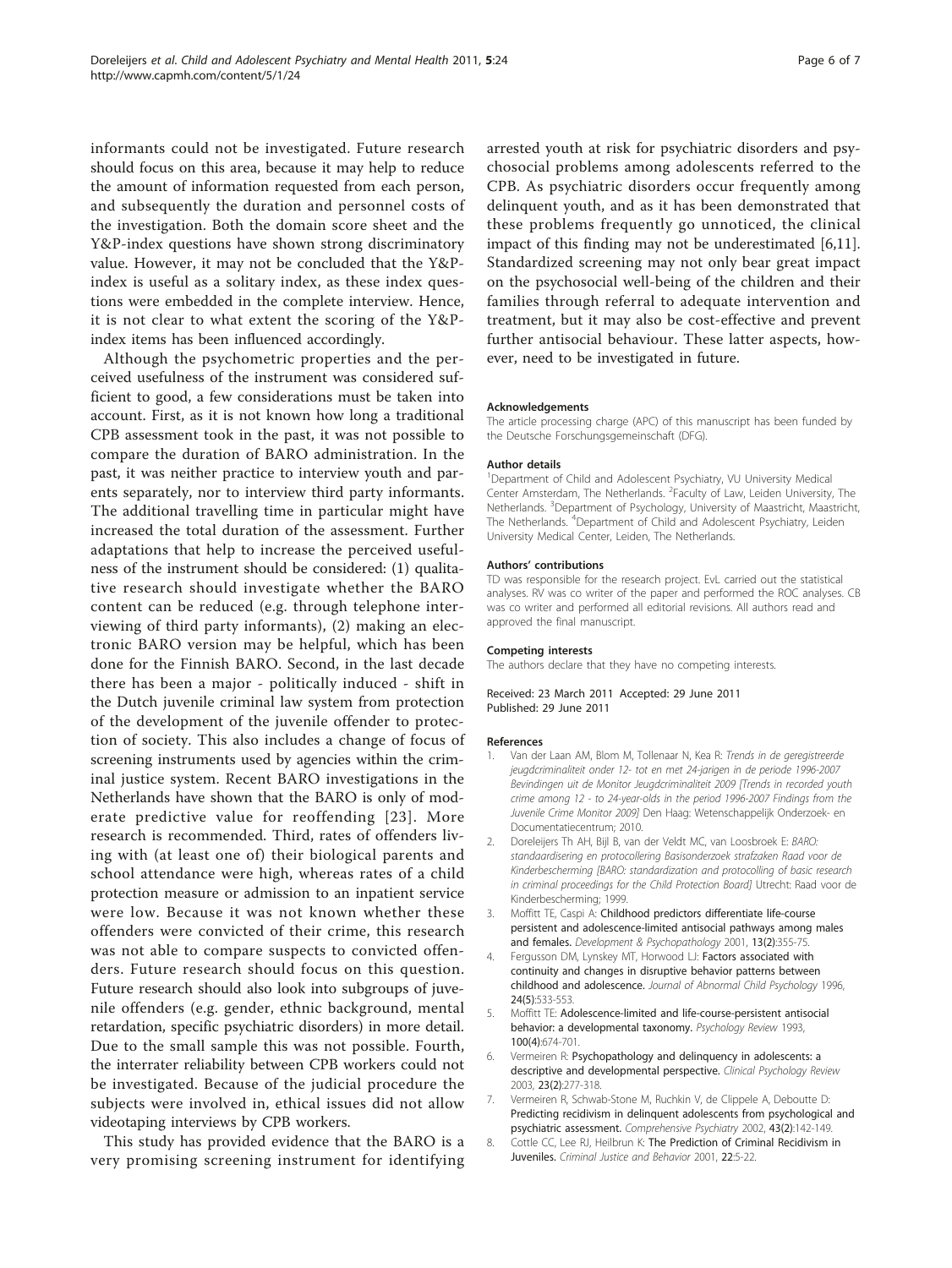informants could not be investigated. Future research should focus on this area, because it may help to reduce the amount of information requested from each person, and subsequently the duration and personnel costs of the investigation. Both the domain score sheet and the Y&P-index questions have shown strong discriminatory value. However, it may not be concluded that the Y&P-index is useful as a solitary index, as these index questions were embedded in the complete interview. Hence, it is not clear to what extent the scoring of the Y&P-index items has been influenced accordingly.

Although the psychometric properties and the perceived usefulness of the instrument was considered sufficient to good, a few considerations must be taken into account. First, as it is not known how long a traditional CPB assessment took in the past, it was not possible to compare the duration of BARO administration. In the past, it was neither practice to interview youth and parents separately, nor to interview third party informants. The additional travelling time in particular might have increased the total duration of the assessment. Further adaptations that help to increase the perceived usefulness of the instrument should be considered: (1) qualitative research should investigate whether the BARO content can be reduced (e.g. through telephone interviewing of third party informants), (2) making an electronic BARO version may be helpful, which has been done for the Finnish BARO. Second, in the last decade there has been a major - politically induced - shift in the Dutch juvenile criminal law system from protection of the development of the juvenile offender to protection of society. This also includes a change of focus of screening instruments used by agencies within the criminal justice system. Recent BARO investigations in the Netherlands have shown that the BARO is only of moderate predictive value for reoffending [23]. More research is recommended. Third, rates of offenders living with (at least one of) their biological parents and school attendance were high, whereas rates of a child protection measure or admission to an inpatient service were low. Because it was not known whether these offenders were convicted of their crime, this research was not able to compare suspects to convicted offenders. Future research should focus on this question. Future research should also look into subgroups of juvenile offenders (e.g. gender, ethnic background, mental retardation, specific psychiatric disorders) in more detail. Due to the small sample this was not possible. Fourth, the interrater reliability between CPB workers could not be investigated. Because of the judicial procedure the subjects were involved in, ethical issues did not allow videotaping interviews by CPB workers.

This study has provided evidence that the BARO is a very promising screening instrument for identifying arrested youth at risk for psychiatric disorders and psychosocial problems among adolescents referred to the CPB. As psychiatric disorders occur frequently among delinquent youth, and as it has been demonstrated that these problems frequently go unnoticed, the clinical impact of this finding may not be underestimated [6,11]. Standardized screening may not only bear great impact on the psychosocial well-being of the children and their families through referral to adequate intervention and treatment, but it may also be cost-effective and prevent further antisocial behaviour. These latter aspects, however, need to be investigated in future.

#### Acknowledgements

The article processing charge (APC) of this manuscript has been funded by the Deutsche Forschungsgemeinschaft (DFG).

#### Author details

[1]Department of Child and Adolescent Psychiatry, VU University Medical Center Amsterdam, The Netherlands. [2]Faculty of Law, Leiden University, The Netherlands. [3]Department of Psychology, University of Maastricht, Maastricht, The Netherlands. [4]Department of Child and Adolescent Psychiatry, Leiden University Medical Center, Leiden, The Netherlands.

#### Authors' contributions

TD was responsible for the research project. EvL carried out the statistical analyses. RV was co writer of the paper and performed the ROC analyses. CB was co writer and performed all editorial revisions. All authors read and approved the final manuscript.

#### Competing interests

The authors declare that they have no competing interests.

Received: 23 March 2011 Accepted: 29 June 2011
Published: 29 June 2011

#### References

1. Van der Laan AM, Blom M, Tollenaar N, Kea R: *Trends in de geregistreerde jeugdcriminaliteit onder 12- tot en met 24-jarigen in de periode 1996-2007 Bevindingen uit de Monitor Jeugdcriminaliteit 2009 [Trends in recorded youth crime among 12 - to 24-year-olds in the period 1996-2007 Findings from the Juvenile Crime Monitor 2009]* Den Haag: Wetenschappelijk Onderzoek- en Documentatiecentrum; 2010.
2. Doreleijers Th AH, Bijl B, van der Veldt MC, van Loosbroek E: *BARO: standaardisering en protocollering Basisonderzoek strafzaken Raad voor de Kinderbescherming [BARO: standardization and protocolling of basic research in criminal proceedings for the Child Protection Board]* Utrecht: Raad voor de Kinderbescherming; 1999.
3. Moffitt TE, Caspi A: **Childhood predictors differentiate life-course persistent and adolescence-limited antisocial pathways among males and females.** *Development & Psychopathology* 2001, **13(2)**:355-75.
4. Fergusson DM, Lynskey MT, Horwood LJ: **Factors associated with continuity and changes in disruptive behavior patterns between childhood and adolescence.** *Journal of Abnormal Child Psychology* 1996, **24(5)**:533-553.
5. Moffitt TE: **Adolescence-limited and life-course-persistent antisocial behavior: a developmental taxonomy.** *Psychology Review* 1993, **100(4)**:674-701.
6. Vermeiren R: **Psychopathology and delinquency in adolescents: a descriptive and developmental perspective.** *Clinical Psychology Review* 2003, **23(2)**:277-318.
7. Vermeiren R, Schwab-Stone M, Ruchkin V, de Clippele A, Deboutte D: **Predicting recidivism in delinquent adolescents from psychological and psychiatric assessment.** *Comprehensive Psychiatry* 2002, **43(2)**:142-149.
8. Cottle CC, Lee RJ, Heilbrun K: **The Prediction of Criminal Recidivism in Juveniles.** *Criminal Justice and Behavior* 2001, **22**:5-22.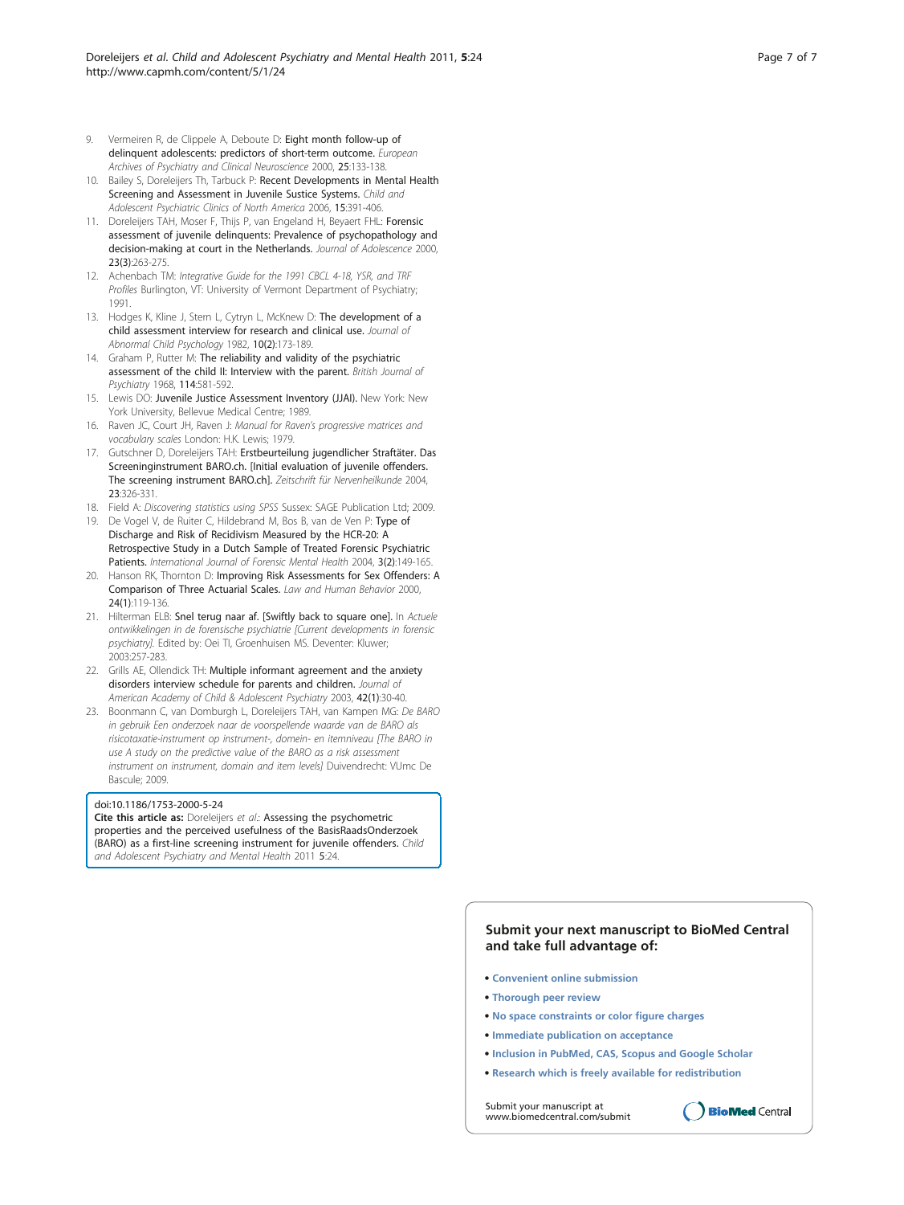9. Vermeiren R, de Clippele A, Deboute D: **Eight month follow-up of delinquent adolescents: predictors of short-term outcome.** *European Archives of Psychiatry and Clinical Neuroscience* 2000, **25**:133-138.
10. Bailey S, Doreleijers Th, Tarbuck P: **Recent Developments in Mental Health Screening and Assessment in Juvenile Sustice Systems.** *Child and Adolescent Psychiatric Clinics of North America* 2006, **15**:391-406.
11. Doreleijers TAH, Moser F, Thijs P, van Engeland H, Beyaert FHL: **Forensic assessment of juvenile delinquents: Prevalence of psychopathology and decision-making at court in the Netherlands.** *Journal of Adolescence* 2000, **23(3)**:263-275.
12. Achenbach TM: *Integrative Guide for the 1991 CBCL 4-18, YSR, and TRF Profiles* Burlington, VT: University of Vermont Department of Psychiatry; 1991.
13. Hodges K, Kline J, Stern L, Cytryn L, McKnew D: **The development of a child assessment interview for research and clinical use.** *Journal of Abnormal Child Psychology* 1982, **10(2)**:173-189.
14. Graham P, Rutter M: **The reliability and validity of the psychiatric assessment of the child II: Interview with the parent.** *British Journal of Psychiatry* 1968, **114**:581-592.
15. Lewis DO: **Juvenile Justice Assessment Inventory (JJAI).** New York: New York University, Bellevue Medical Centre; 1989.
16. Raven JC, Court JH, Raven J: *Manual for Raven's progressive matrices and vocabulary scales* London: H.K. Lewis; 1979.
17. Gutschner D, Doreleijers TAH: **Erstbeurteilung jugendlicher Straftäter. Das Screeninginstrument BARO.ch. [Initial evaluation of juvenile offenders. The screening instrument BARO.ch].** *Zeitschrift für Nervenheilkunde* 2004, **23**:326-331.
18. Field A: *Discovering statistics using SPSS* Sussex: SAGE Publication Ltd; 2009.
19. De Vogel V, de Ruiter C, Hildebrand M, Bos B, van de Ven P: **Type of Discharge and Risk of Recidivism Measured by the HCR-20: A Retrospective Study in a Dutch Sample of Treated Forensic Psychiatric Patients.** *International Journal of Forensic Mental Health* 2004, **3(2)**:149-165.
20. Hanson RK, Thornton D: **Improving Risk Assessments for Sex Offenders: A Comparison of Three Actuarial Scales.** *Law and Human Behavior* 2000, **24(1)**:119-136.
21. Hilterman ELB: **Snel terug naar af. [Swiftly back to square one].** In *Actuele ontwikkelingen in de forensische psychiatrie [Current developments in forensic psychiatry].* Edited by: Oei TI, Groenhuisen MS. Deventer: Kluwer; 2003:257-283.
22. Grills AE, Ollendick TH: **Multiple informant agreement and the anxiety disorders interview schedule for parents and children.** *Journal of American Academy of Child & Adolescent Psychiatry* 2003, **42(1)**:30-40.
23. Boonmann C, van Domburgh L, Doreleijers TAH, van Kampen MG: *De BARO in gebruik Een onderzoek naar de voorspellende waarde van de BARO als risicotaxatie-instrument op instrument-, domein- en itemniveau [The BARO in use A study on the predictive value of the BARO as a risk assessment instrument on instrument, domain and item levels]* Duivendrecht: VUmc De Bascule; 2009.

doi:10.1186/1753-2000-5-24

**Cite this article as:** Doreleijers *et al.*: Assessing the psychometric properties and the perceived usefulness of the BasisRaadsOnderzoek (BARO) as a first-line screening instrument for juvenile offenders. *Child and Adolescent Psychiatry and Mental Health* 2011 **5**:24.

**Submit your next manuscript to BioMed Central and take full advantage of:**

- **Convenient online submission**
- **Thorough peer review**
- **No space constraints or color figure charges**
- **Immediate publication on acceptance**
- **Inclusion in PubMed, CAS, Scopus and Google Scholar**
- **Research which is freely available for redistribution**

Submit your manuscript at www.biomedcentral.com/submit

BioMed Central